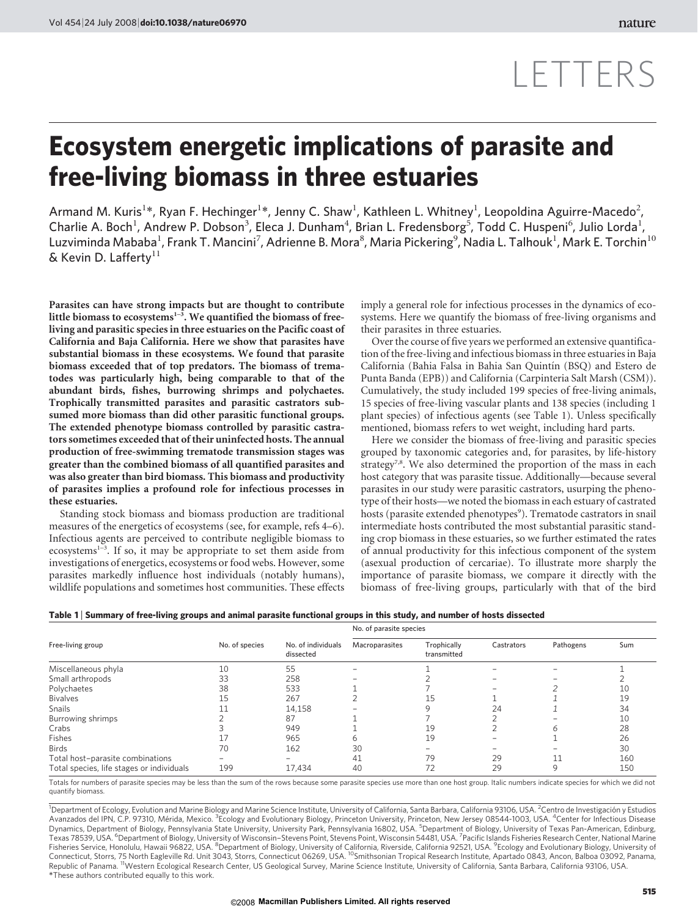# LETTERS

# Ecosystem energetic implications of parasite and free-living biomass in three estuaries

Armand M. Kuris[1]*, Ryan F. Hechinger[1]*, Jenny C. Shaw[1], Kathleen L. Whitney[1], Leopoldina Aguirre-Macedo[2], Charlie A. Boch[1], Andrew P. Dobson[3], Eleca J. Dunham[4], Brian L. Fredensborg[5], Todd C. Huspeni[6], Julio Lorda[1], Luzviminda Mababa[1], Frank T. Mancini[7], Adrienne B. Mora[8], Maria Pickering[9], Nadia L. Talhouk[1], Mark E. Torchin[10] & Kevin D. Lafferty[11]

**Parasites can have strong impacts but are thought to contribute little biomass to ecosystems[1–3]. We quantified the biomass of free-living and parasitic species in three estuaries on the Pacific coast of California and Baja California. Here we show that parasites have substantial biomass in these ecosystems. We found that parasite biomass exceeded that of top predators. The biomass of trematodes was particularly high, being comparable to that of the abundant birds, fishes, burrowing shrimps and polychaetes. Trophically transmitted parasites and parasitic castrators subsumed more biomass than did other parasitic functional groups. The extended phenotype biomass controlled by parasitic castrators sometimes exceeded that of their uninfected hosts. The annual production of free-swimming trematode transmission stages was greater than the combined biomass of all quantified parasites and was also greater than bird biomass. This biomass and productivity of parasites implies a profound role for infectious processes in these estuaries.**

Standing stock biomass and biomass production are traditional measures of the energetics of ecosystems (see, for example, refs 4–6). Infectious agents are perceived to contribute negligible biomass to ecosystems[1–3]. If so, it may be appropriate to set them aside from investigations of energetics, ecosystems or food webs. However, some parasites markedly influence host individuals (notably humans), wildlife populations and sometimes host communities. These effects imply a general role for infectious processes in the dynamics of ecosystems. Here we quantify the biomass of free-living organisms and their parasites in three estuaries.

Over the course of five years we performed an extensive quantification of the free-living and infectious biomass in three estuaries in Baja California (Bahia Falsa in Bahia San Quintín (BSQ) and Estero de Punta Banda (EPB)) and California (Carpinteria Salt Marsh (CSM)). Cumulatively, the study included 199 species of free-living animals, 15 species of free-living vascular plants and 138 species (including 1 plant species) of infectious agents (see Table 1). Unless specifically mentioned, biomass refers to wet weight, including hard parts.

Here we consider the biomass of free-living and parasitic species grouped by taxonomic categories and, for parasites, by life-history strategy[7,8]. We also determined the proportion of the mass in each host category that was parasite tissue. Additionally—because several parasites in our study were parasitic castrators, usurping the phenotype of their hosts—we noted the biomass in each estuary of castrated hosts (parasite extended phenotypes[9]). Trematode castrators in snail intermediate hosts contributed the most substantial parasitic standing crop biomass in these estuaries, so we further estimated the rates of annual productivity for this infectious component of the system (asexual production of cercariae). To illustrate more sharply the importance of parasite biomass, we compare it directly with the biomass of free-living groups, particularly with that of the bird

**Table 1 | Summary of free-living groups and animal parasite functional groups in this study, and number of hosts dissected**

| Free-living group | No. of species | No. of individuals dissected | No. of parasite species | | | | |
|---|---|---|---|---|---|---|---|
| | | | Macroparasites | Trophically transmitted | Castrators | Pathogens | Sum |
| Miscellaneous phyla | 10 | 55 | – | 1 | – | – | 1 |
| Small arthropods | 33 | 258 | – | 2 | – | – | 2 |
| Polychaetes | 38 | 533 | 1 | 7 | – | *2* | 10 |
| Bivalves | 15 | 267 | 2 | 15 | 1 | *1* | 19 |
| Snails | 11 | 14,158 | – | 9 | 24 | *1* | 34 |
| Burrowing shrimps | 2 | 87 | 1 | 7 | 2 | – | 10 |
| Crabs | 3 | 949 | 1 | 19 | 2 | *6* | 28 |
| Fishes | 17 | 965 | 6 | 19 | – | 1 | 26 |
| Birds | 70 | 162 | 30 | – | – | – | 30 |
| Total host–parasite combinations | – | – | 41 | 79 | 29 | 11 | 160 |
| Total species, life stages or individuals | 199 | 17,434 | 40 | 72 | 29 | 9 | 150 |

Totals for numbers of parasite species may be less than the sum of the rows because some parasite species use more than one host group. Italic numbers indicate species for which we did not quantify biomass.

[1]Department of Ecology, Evolution and Marine Biology and Marine Science Institute, University of California, Santa Barbara, California 93106, USA. [2]Centro de Investigación y Estudios Avanzados del IPN, C.P. 97310, Mérida, Mexico. [3]Ecology and Evolutionary Biology, Princeton University, Princeton, New Jersey 08544-1003, USA. [4]Center for Infectious Disease Dynamics, Department of Biology, Pennsylvania State University, University Park, Pennsylvania 16802, USA. [5]Department of Biology, University of Texas Pan-American, Edinburg, Texas 78539, USA. [6]Department of Biology, University of Wisconsin–Stevens Point, Stevens Point, Wisconsin 54481, USA. [7]Pacific Islands Fisheries Research Center, National Marine Fisheries Service, Honolulu, Hawaii 96822, USA. [8]Department of Biology, University of California, Riverside, California 92521, USA. [9]Ecology and Evolutionary Biology, University of Connecticut, Storrs, 75 North Eagleville Rd. Unit 3043, Storrs, Connecticut 06269, USA. [10]Smithsonian Tropical Research Institute, Apartado 0843, Ancon, Balboa 03092, Panama, Republic of Panama. [11]Western Ecological Research Center, US Geological Survey, Marine Science Institute, University of California, Santa Barbara, California 93106, USA.
*These authors contributed equally to this work.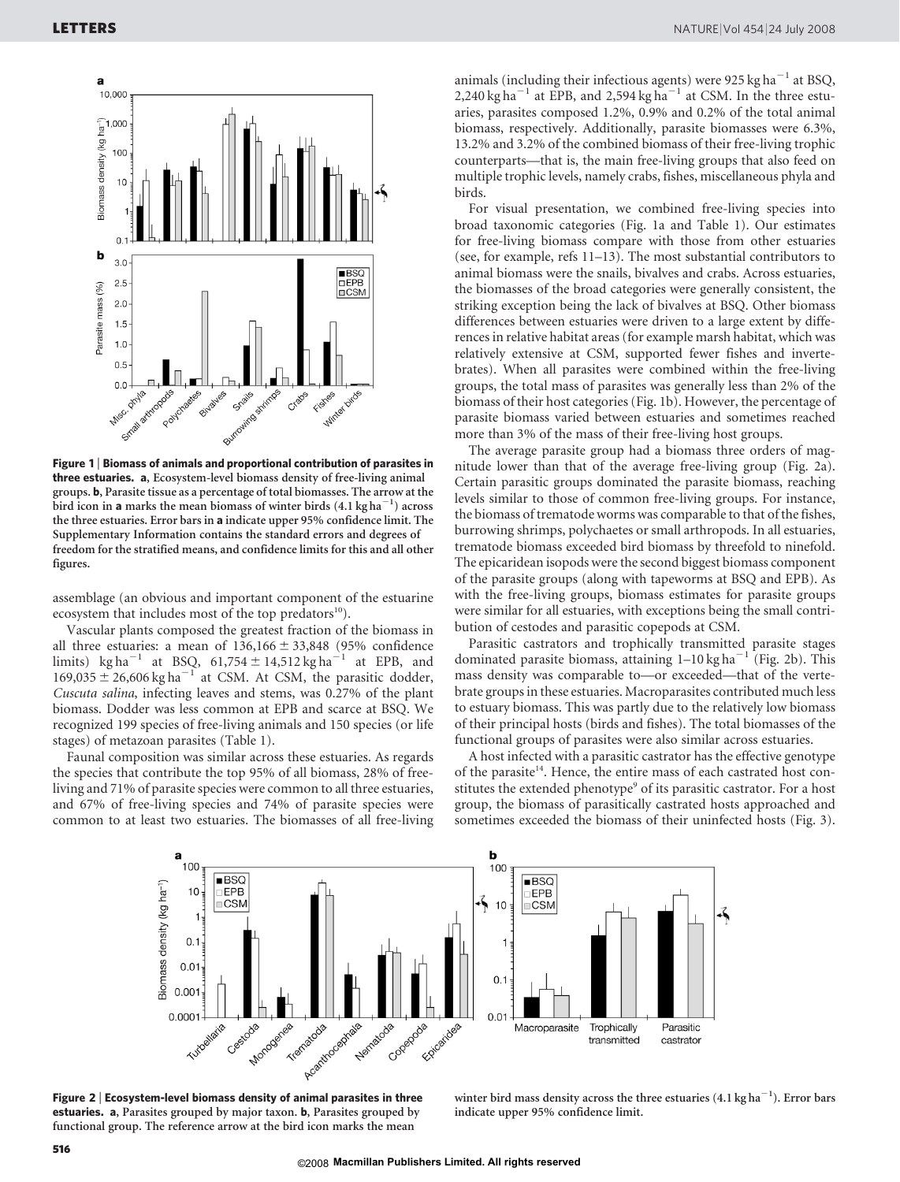**Figure 1 | Biomass of animals and proportional contribution of parasites in three estuaries. a**, Ecosystem-level biomass density of free-living animal groups. **b**, Parasite tissue as a percentage of total biomasses. The arrow at the bird icon in **a** marks the mean biomass of winter birds (4.1 kg ha$^{-1}$) across the three estuaries. Error bars in **a** indicate upper 95% confidence limit. The Supplementary Information contains the standard errors and degrees of freedom for the stratified means, and confidence limits for this and all other figures.

assemblage (an obvious and important component of the estuarine ecosystem that includes most of the top predators[10]).

Vascular plants composed the greatest fraction of the biomass in all three estuaries: a mean of 136,166 ± 33,848 (95% confidence limits) kg ha$^{-1}$ at BSQ, 61,754 ± 14,512 kg ha$^{-1}$ at EPB, and 169,035 ± 26,606 kg ha$^{-1}$ at CSM. At CSM, the parasitic dodder, *Cuscuta salina*, infecting leaves and stems, was 0.27% of the plant biomass. Dodder was less common at EPB and scarce at BSQ. We recognized 199 species of free-living animals and 150 species (or life stages) of metazoan parasites (Table 1).

Faunal composition was similar across these estuaries. As regards the species that contribute the top 95% of all biomass, 28% of free-living and 71% of parasite species were common to all three estuaries, and 67% of free-living species and 74% of parasite species were common to at least two estuaries. The biomasses of all free-living animals (including their infectious agents) were 925 kg ha$^{-1}$ at BSQ, 2,240 kg ha$^{-1}$ at EPB, and 2,594 kg ha$^{-1}$ at CSM. In the three estuaries, parasites composed 1.2%, 0.9% and 0.2% of the total animal biomass, respectively. Additionally, parasite biomasses were 6.3%, 13.2% and 3.2% of the combined biomass of their free-living trophic counterparts—that is, the main free-living groups that also feed on multiple trophic levels, namely crabs, fishes, miscellaneous phyla and birds.

For visual presentation, we combined free-living species into broad taxonomic categories (Fig. 1a and Table 1). Our estimates for free-living biomass compare with those from other estuaries (see, for example, refs 11–13). The most substantial contributors to animal biomass were the snails, bivalves and crabs. Across estuaries, the biomasses of the broad categories were generally consistent, the striking exception being the lack of bivalves at BSQ. Other biomass differences between estuaries were driven to a large extent by differences in relative habitat areas (for example marsh habitat, which was relatively extensive at CSM, supported fewer fishes and invertebrates). When all parasites were combined within the free-living groups, the total mass of parasites was generally less than 2% of the biomass of their host categories (Fig. 1b). However, the percentage of parasite biomass varied between estuaries and sometimes reached more than 3% of the mass of their free-living host groups.

The average parasite group had a biomass three orders of magnitude lower than that of the average free-living group (Fig. 2a). Certain parasitic groups dominated the parasite biomass, reaching levels similar to those of common free-living groups. For instance, the biomass of trematode worms was comparable to that of the fishes, burrowing shrimps, polychaetes or small arthropods. In all estuaries, trematode biomass exceeded bird biomass by threefold to ninefold. The epicaridean isopods were the second biggest biomass component of the parasite groups (along with tapeworms at BSQ and EPB). As with the free-living groups, biomass estimates for parasite groups were similar for all estuaries, with exceptions being the small contribution of cestodes and parasitic copepods at CSM.

Parasitic castrators and trophically transmitted parasite stages dominated parasite biomass, attaining 1–10 kg ha$^{-1}$ (Fig. 2b). This mass density was comparable to—or exceeded—that of the vertebrate groups in these estuaries. Macroparasites contributed much less to estuary biomass. This was partly due to the relatively low biomass of their principal hosts (birds and fishes). The total biomasses of the functional groups of parasites were also similar across estuaries.

A host infected with a parasitic castrator has the effective genotype of the parasite[14]. Hence, the entire mass of each castrated host constitutes the extended phenotype[9] of its parasitic castrator. For a host group, the biomass of parasitically castrated hosts approached and sometimes exceeded the biomass of their uninfected hosts (Fig. 3).

**Figure 2 | Ecosystem-level biomass density of animal parasites in three estuaries. a**, Parasites grouped by major taxon. **b**, Parasites grouped by functional group. The reference arrow at the bird icon marks the mean winter bird mass density across the three estuaries (4.1 kg ha$^{-1}$). Error bars indicate upper 95% confidence limit.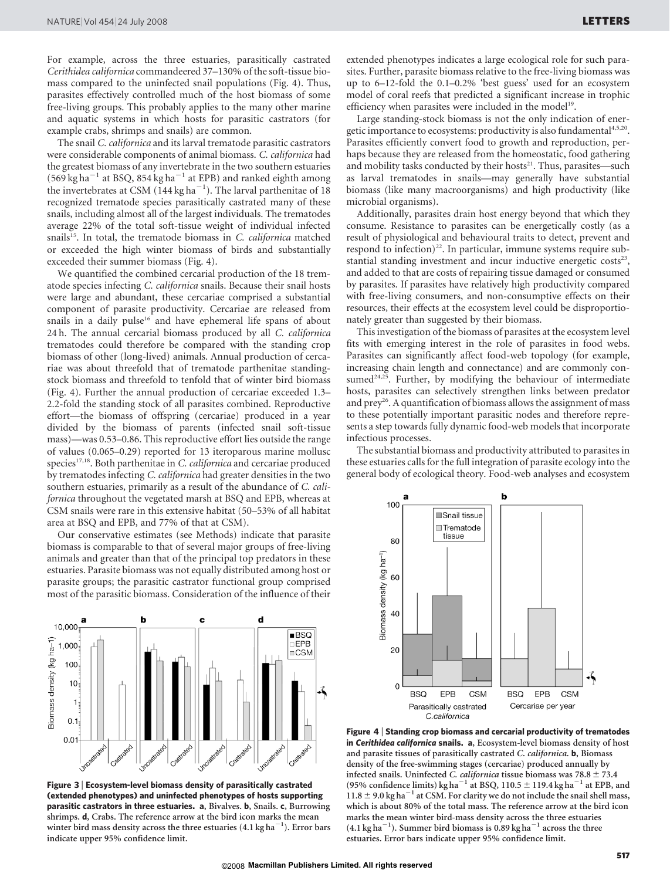For example, across the three estuaries, parasitically castrated *Cerithidea californica* commandeered 37–130% of the soft-tissue biomass compared to the uninfected snail populations (Fig. 4). Thus, parasites effectively controlled much of the host biomass of some free-living groups. This probably applies to the many other marine and aquatic systems in which hosts for parasitic castrators (for example crabs, shrimps and snails) are common.

The snail *C. californica* and its larval trematode parasitic castrators were considerable components of animal biomass. *C. californica* had the greatest biomass of any invertebrate in the two southern estuaries (569 kg $ha^{-1}$ at BSQ, 854 kg $ha^{-1}$ at EPB) and ranked eighth among the invertebrates at CSM (144 kg $ha^{-1}$). The larval parthenitae of 18 recognized trematode species parasitically castrated many of these snails, including almost all of the largest individuals. The trematodes average 22% of the total soft-tissue weight of individual infected snails[15]. In total, the trematode biomass in *C. californica* matched or exceeded the high winter biomass of birds and substantially exceeded their summer biomass (Fig. 4).

We quantified the combined cercarial production of the 18 trematode species infecting *C. californica* snails. Because their snail hosts were large and abundant, these cercariae comprised a substantial component of parasite productivity. Cercariae are released from snails in a daily pulse[16] and have ephemeral life spans of about 24 h. The annual cercarial biomass produced by all *C. californica* trematodes could therefore be compared with the standing crop biomass of other (long-lived) animals. Annual production of cercariae was about threefold that of trematode parthenitae standing-stock biomass and threefold to tenfold that of winter bird biomass (Fig. 4). Further the annual production of cercariae exceeded 1.3–2.2-fold the standing stock of all parasites combined. Reproductive effort—the biomass of offspring (cercariae) produced in a year divided by the biomass of parents (infected snail soft-tissue mass)—was 0.53–0.86. This reproductive effort lies outside the range of values (0.065–0.29) reported for 13 iteroparous marine mollusc species[17,18]. Both parthenitae in *C. californica* and cercariae produced by trematodes infecting *C. californica* had greater densities in the two southern estuaries, primarily as a result of the abundance of *C. californica* throughout the vegetated marsh at BSQ and EPB, whereas at CSM snails were rare in this extensive habitat (50–53% of all habitat area at BSQ and EPB, and 77% of that at CSM).

Our conservative estimates (see Methods) indicate that parasite biomass is comparable to that of several major groups of free-living animals and greater than that of the principal top predators in these estuaries. Parasite biomass was not equally distributed among host or parasite groups; the parasitic castrator functional group comprised most of the parasitic biomass. Consideration of the influence of their extended phenotypes indicates a large ecological role for such parasites. Further, parasite biomass relative to the free-living biomass was up to 6–12-fold the 0.1–0.2% 'best guess' used for an ecosystem model of coral reefs that predicted a significant increase in trophic efficiency when parasites were included in the model[19].

Large standing-stock biomass is not the only indication of energetic importance to ecosystems: productivity is also fundamental[4,5,20]. Parasites efficiently convert food to growth and reproduction, perhaps because they are released from the homeostatic, food gathering and mobility tasks conducted by their hosts[21]. Thus, parasites—such as larval trematodes in snails—may generally have substantial biomass (like many macroorganisms) and high productivity (like microbial organisms).

Additionally, parasites drain host energy beyond that which they consume. Resistance to parasites can be energetically costly (as a result of physiological and behavioural traits to detect, prevent and respond to infection)[22]. In particular, immune systems require substantial standing investment and incur inductive energetic costs[23], and added to that are costs of repairing tissue damaged or consumed by parasites. If parasites have relatively high productivity compared with free-living consumers, and non-consumptive effects on their resources, their effects at the ecosystem level could be disproportionately greater than suggested by their biomass.

This investigation of the biomass of parasites at the ecosystem level fits with emerging interest in the role of parasites in food webs. Parasites can significantly affect food-web topology (for example, increasing chain length and connectance) and are commonly consumed[24,25]. Further, by modifying the behaviour of intermediate hosts, parasites can selectively strengthen links between predator and prey[26]. A quantification of biomass allows the assignment of mass to these potentially important parasitic nodes and therefore represents a step towards fully dynamic food-web models that incorporate infectious processes.

The substantial biomass and productivity attributed to parasites in these estuaries calls for the full integration of parasite ecology into the general body of ecological theory. Food-web analyses and ecosystem

**Figure 3 | Ecosystem-level biomass density of parasitically castrated (extended phenotypes) and uninfected phenotypes of hosts supporting parasitic castrators in three estuaries. a**, Bivalves. **b**, Snails. **c**, Burrowing shrimps. **d**, Crabs. The reference arrow at the bird icon marks the mean winter bird mass density across the three estuaries (4.1 kg $ha^{-1}$). Error bars indicate upper 95% confidence limit.

**Figure 4 | Standing crop biomass and cercarial productivity of trematodes in *Cerithidea californica* snails. a**, Ecosystem-level biomass density of host and parasite tissues of parasitically castrated *C. californica*. **b**, Biomass density of the free-swimming stages (cercariae) produced annually by infected snails. Uninfected *C. californica* tissue biomass was $78.8 \pm 73.4$ (95% confidence limits) kg $ha^{-1}$ at BSQ, $110.5 \pm 119.4$ kg $ha^{-1}$ at EPB, and $11.8 \pm 9.0$ kg $ha^{-1}$ at CSM. For clarity we do not include the snail shell mass, which is about 80% of the total mass. The reference arrow at the bird icon marks the mean winter bird-mass density across the three estuaries (4.1 kg $ha^{-1}$). Summer bird biomass is 0.89 kg $ha^{-1}$ across the three estuaries. Error bars indicate upper 95% confidence limit.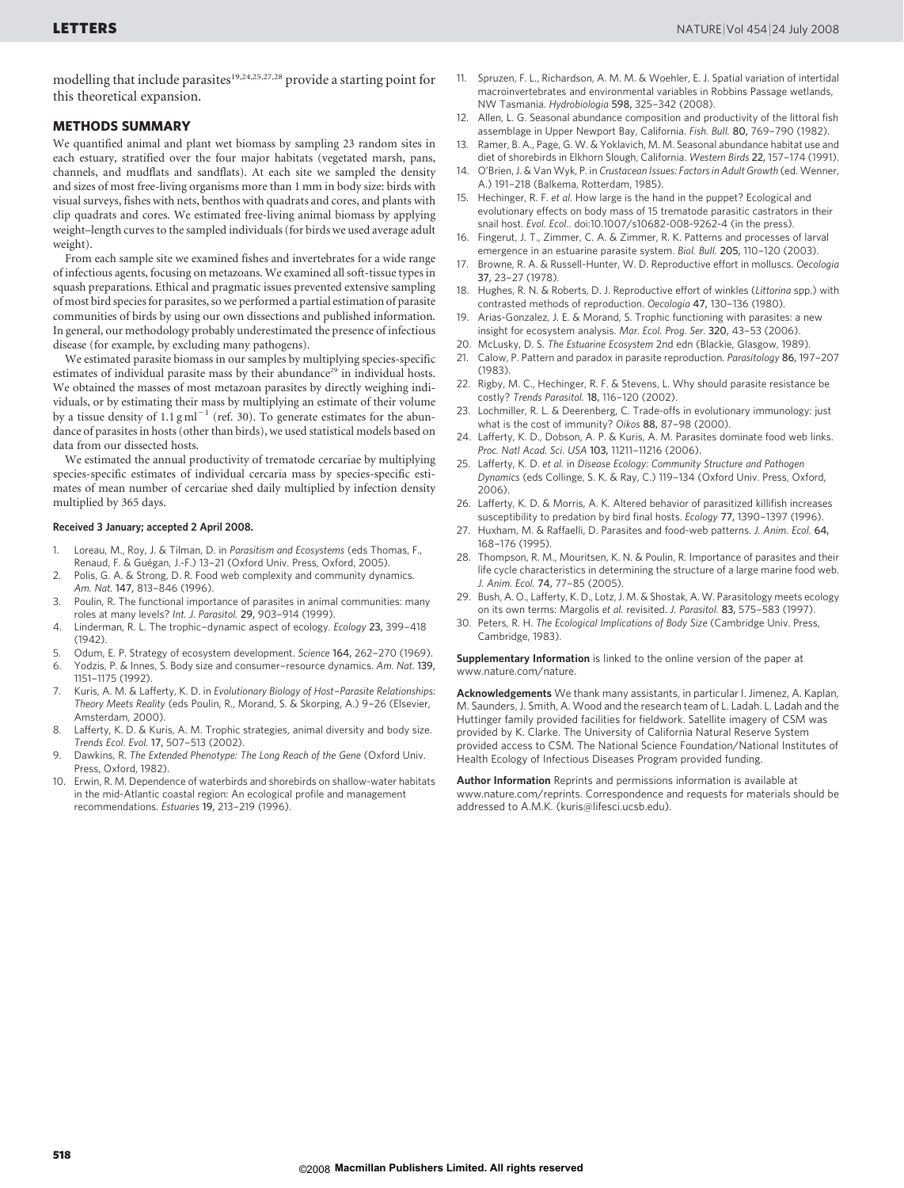modelling that include parasites[19,24,25,27,28] provide a starting point for this theoretical expansion.

## METHODS SUMMARY

We quantified animal and plant wet biomass by sampling 23 random sites in each estuary, stratified over the four major habitats (vegetated marsh, pans, channels, and mudflats and sandflats). At each site we sampled the density and sizes of most free-living organisms more than 1 mm in body size: birds with visual surveys, fishes with nets, benthos with quadrats and cores, and plants with clip quadrats and cores. We estimated free-living animal biomass by applying weight–length curves to the sampled individuals (for birds we used average adult weight).

From each sample site we examined fishes and invertebrates for a wide range of infectious agents, focusing on metazoans. We examined all soft-tissue types in squash preparations. Ethical and pragmatic issues prevented extensive sampling of most bird species for parasites, so we performed a partial estimation of parasite communities of birds by using our own dissections and published information. In general, our methodology probably underestimated the presence of infectious disease (for example, by excluding many pathogens).

We estimated parasite biomass in our samples by multiplying species-specific estimates of individual parasite mass by their abundance[29] in individual hosts. We obtained the masses of most metazoan parasites by directly weighing individuals, or by estimating their mass by multiplying an estimate of their volume by a tissue density of $1.1\,\mathrm{g\,ml^{-1}}$ (ref. 30). To generate estimates for the abundance of parasites in hosts (other than birds), we used statistical models based on data from our dissected hosts.

We estimated the annual productivity of trematode cercariae by multiplying species-specific estimates of individual cercaria mass by species-specific estimates of mean number of cercariae shed daily multiplied by infection density multiplied by 365 days.

**Received 3 January; accepted 2 April 2008.**

1. Loreau, M., Roy, J. & Tilman, D. in *Parasitism and Ecosystems* (eds Thomas, F., Renaud, F. & Guégan, J.-F.) 13–21 (Oxford Univ. Press, Oxford, 2005).
2. Polis, G. A. & Strong, D. R. Food web complexity and community dynamics. *Am. Nat.* **147,** 813–846 (1996).
3. Poulin, R. The functional importance of parasites in animal communities: many roles at many levels? *Int. J. Parasitol.* **29,** 903–914 (1999).
4. Linderman, R. L. The trophic–dynamic aspect of ecology. *Ecology* **23,** 399–418 (1942).
5. Odum, E. P. Strategy of ecosystem development. *Science* **164,** 262–270 (1969).
6. Yodzis, P. & Innes, S. Body size and consumer–resource dynamics. *Am. Nat.* **139,** 1151–1175 (1992).
7. Kuris, A. M. & Lafferty, K. D. in *Evolutionary Biology of Host–Parasite Relationships: Theory Meets Reality* (eds Poulin, R., Morand, S. & Skorping, A.) 9–26 (Elsevier, Amsterdam, 2000).
8. Lafferty, K. D. & Kuris, A. M. Trophic strategies, animal diversity and body size. *Trends Ecol. Evol.* **17,** 507–513 (2002).
9. Dawkins, R. *The Extended Phenotype: The Long Reach of the Gene* (Oxford Univ. Press, Oxford, 1982).
10. Erwin, R. M. Dependence of waterbirds and shorebirds on shallow-water habitats in the mid-Atlantic coastal region: An ecological profile and management recommendations. *Estuaries* **19,** 213–219 (1996).
11. Spruzen, F. L., Richardson, A. M. M. & Woehler, E. J. Spatial variation of intertidal macroinvertebrates and environmental variables in Robbins Passage wetlands, NW Tasmania. *Hydrobiologia* **598,** 325–342 (2008).
12. Allen, L. G. Seasonal abundance composition and productivity of the littoral fish assemblage in Upper Newport Bay, California. *Fish. Bull.* **80,** 769–790 (1982).
13. Ramer, B. A., Page, G. W. & Yoklavich, M. M. Seasonal abundance habitat use and diet of shorebirds in Elkhorn Slough, California. *Western Birds* **22,** 157–174 (1991).
14. O'Brien, J. & Van Wyk, P. in *Crustacean Issues: Factors in Adult Growth* (ed. Wenner, A.) 191–218 (Balkema, Rotterdam, 1985).
15. Hechinger, R. F. *et al.* How large is the hand in the puppet? Ecological and evolutionary effects on body mass of 15 trematode parasitic castrators in their snail host. *Evol. Ecol.*. doi:10.1007/s10682-008-9262-4 (in the press).
16. Fingerut, J. T., Zimmer, C. A. & Zimmer, R. K. Patterns and processes of larval emergence in an estuarine parasite system. *Biol. Bull.* **205,** 110–120 (2003).
17. Browne, R. A. & Russell-Hunter, W. D. Reproductive effort in molluscs. *Oecologia* **37,** 23–27 (1978).
18. Hughes, R. N. & Roberts, D. J. Reproductive effort of winkles (*Littorina* spp.) with contrasted methods of reproduction. *Oecologia* **47,** 130–136 (1980).
19. Arias-Gonzalez, J. E. & Morand, S. Trophic functioning with parasites: a new insight for ecosystem analysis. *Mar. Ecol. Prog. Ser.* **320,** 43–53 (2006).
20. McLusky, D. S. *The Estuarine Ecosystem* 2nd edn (Blackie, Glasgow, 1989).
21. Calow, P. Pattern and paradox in parasite reproduction. *Parasitology* **86,** 197–207 (1983).
22. Rigby, M. C., Hechinger, R. F. & Stevens, L. Why should parasite resistance be costly? *Trends Parasitol.* **18,** 116–120 (2002).
23. Lochmiller, R. L. & Deerenberg, C. Trade-offs in evolutionary immunology: just what is the cost of immunity? *Oikos* **88,** 87–98 (2000).
24. Lafferty, K. D., Dobson, A. P. & Kuris, A. M. Parasites dominate food web links. *Proc. Natl Acad. Sci. USA* **103,** 11211–11216 (2006).
25. Lafferty, K. D. *et al.* in *Disease Ecology: Community Structure and Pathogen Dynamics* (eds Collinge, S. K. & Ray, C.) 119–134 (Oxford Univ. Press, Oxford, 2006).
26. Lafferty, K. D. & Morris, A. K. Altered behavior of parasitized killifish increases susceptibility to predation by bird final hosts. *Ecology* **77,** 1390–1397 (1996).
27. Huxham, M. & Raffaelli, D. Parasites and food-web patterns. *J. Anim. Ecol.* **64,** 168–176 (1995).
28. Thompson, R. M., Mouritsen, K. N. & Poulin, R. Importance of parasites and their life cycle characteristics in determining the structure of a large marine food web. *J. Anim. Ecol.* **74,** 77–85 (2005).
29. Bush, A. O., Lafferty, K. D., Lotz, J. M. & Shostak, A. W. Parasitology meets ecology on its own terms: Margolis *et al.* revisited. *J. Parasitol.* **83,** 575–583 (1997).
30. Peters, R. H. *The Ecological Implications of Body Size* (Cambridge Univ. Press, Cambridge, 1983).

**Supplementary Information** is linked to the online version of the paper at www.nature.com/nature.

**Acknowledgements** We thank many assistants, in particular I. Jimenez, A. Kaplan, M. Saunders, J. Smith, A. Wood and the research team of L. Ladah. L. Ladah and the Huttinger family provided facilities for fieldwork. Satellite imagery of CSM was provided by K. Clarke. The University of California Natural Reserve System provided access to CSM. The National Science Foundation/National Institutes of Health Ecology of Infectious Diseases Program provided funding.

**Author Information** Reprints and permissions information is available at www.nature.com/reprints. Correspondence and requests for materials should be addressed to A.M.K. (kuris@lifesci.ucsb.edu).